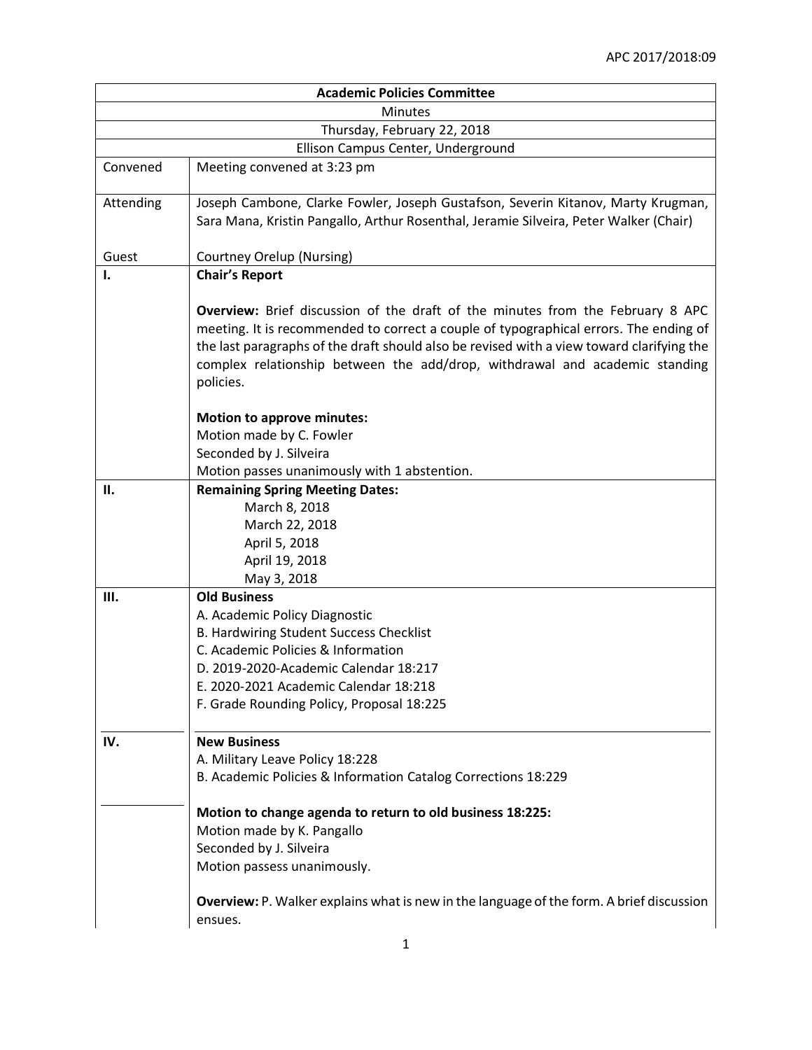| Academic Policies Committee | |
|---|---|
| Minutes | |
| Thursday, February 22, 2018 | |
| Ellison Campus Center, Underground | |
| Convened | Meeting convened at 3:23 pm |
| Attending<br><br>Guest | Joseph Cambone, Clarke Fowler, Joseph Gustafson, Severin Kitanov, Marty Krugman, Sara Mana, Kristin Pangallo, Arthur Rosenthal, Jeramie Silveira, Peter Walker (Chair)<br><br>Courtney Orelup (Nursing) |
| I. | **Chair's Report**<br><br>**Overview:** Brief discussion of the draft of the minutes from the February 8 APC meeting. It is recommended to correct a couple of typographical errors. The ending of the last paragraphs of the draft should also be revised with a view toward clarifying the complex relationship between the add/drop, withdrawal and academic standing policies.<br><br>**Motion to approve minutes:**<br>Motion made by C. Fowler<br>Seconded by J. Silveira<br>Motion passes unanimously with 1 abstention. |
| II. | **Remaining Spring Meeting Dates:**<br>March 8, 2018<br>March 22, 2018<br>April 5, 2018<br>April 19, 2018<br>May 3, 2018 |
| III. | **Old Business**<br>A. Academic Policy Diagnostic<br>B. Hardwiring Student Success Checklist<br>C. Academic Policies & Information<br>D. 2019-2020-Academic Calendar 18:217<br>E. 2020-2021 Academic Calendar 18:218<br>F. Grade Rounding Policy, Proposal 18:225 |
| IV. | **New Business**<br>A. Military Leave Policy 18:228<br>B. Academic Policies & Information Catalog Corrections 18:229 |
| | **Motion to change agenda to return to old business 18:225:**<br>Motion made by K. Pangallo<br>Seconded by J. Silveira<br>Motion passess unanimously.<br><br>**Overview:** P. Walker explains what is new in the language of the form. A brief discussion ensues. |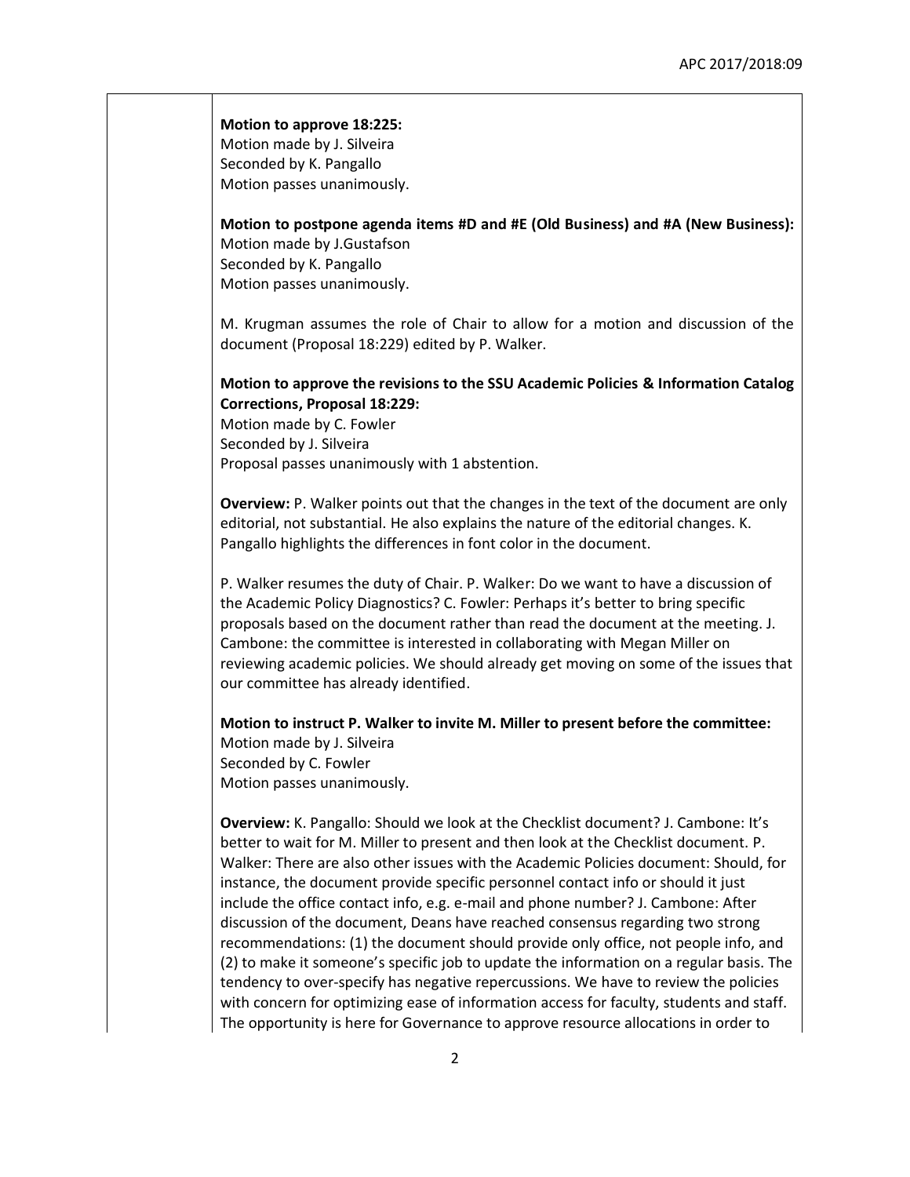**Motion to approve 18:225:**
Motion made by J. Silveira
Seconded by K. Pangallo
Motion passes unanimously.

**Motion to postpone agenda items #D and #E (Old Business) and #A (New Business):**
Motion made by J.Gustafson
Seconded by K. Pangallo
Motion passes unanimously.

M. Krugman assumes the role of Chair to allow for a motion and discussion of the document (Proposal 18:229) edited by P. Walker.

**Motion to approve the revisions to the SSU Academic Policies & Information Catalog Corrections, Proposal 18:229:**
Motion made by C. Fowler
Seconded by J. Silveira
Proposal passes unanimously with 1 abstention.

**Overview:** P. Walker points out that the changes in the text of the document are only editorial, not substantial. He also explains the nature of the editorial changes. K. Pangallo highlights the differences in font color in the document.

P. Walker resumes the duty of Chair. P. Walker: Do we want to have a discussion of the Academic Policy Diagnostics? C. Fowler: Perhaps it's better to bring specific proposals based on the document rather than read the document at the meeting. J. Cambone: the committee is interested in collaborating with Megan Miller on reviewing academic policies. We should already get moving on some of the issues that our committee has already identified.

**Motion to instruct P. Walker to invite M. Miller to present before the committee:**
Motion made by J. Silveira
Seconded by C. Fowler
Motion passes unanimously.

**Overview:** K. Pangallo: Should we look at the Checklist document? J. Cambone: It's better to wait for M. Miller to present and then look at the Checklist document. P. Walker: There are also other issues with the Academic Policies document: Should, for instance, the document provide specific personnel contact info or should it just include the office contact info, e.g. e-mail and phone number? J. Cambone: After discussion of the document, Deans have reached consensus regarding two strong recommendations: (1) the document should provide only office, not people info, and (2) to make it someone's specific job to update the information on a regular basis. The tendency to over-specify has negative repercussions. We have to review the policies with concern for optimizing ease of information access for faculty, students and staff. The opportunity is here for Governance to approve resource allocations in order to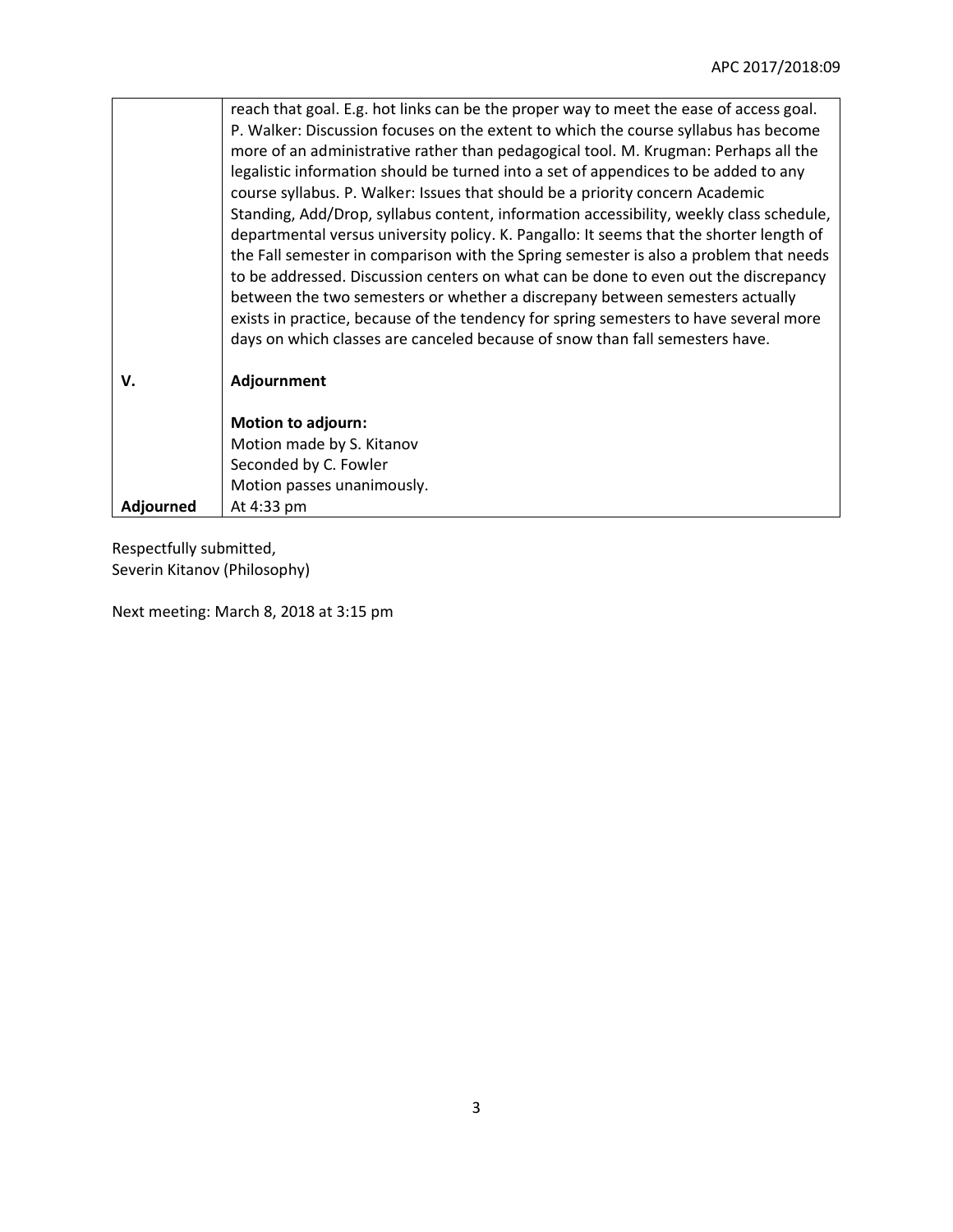| | |
|---|---|
| | reach that goal. E.g. hot links can be the proper way to meet the ease of access goal. P. Walker: Discussion focuses on the extent to which the course syllabus has become more of an administrative rather than pedagogical tool. M. Krugman: Perhaps all the legalistic information should be turned into a set of appendices to be added to any course syllabus. P. Walker: Issues that should be a priority concern Academic Standing, Add/Drop, syllabus content, information accessibility, weekly class schedule, departmental versus university policy. K. Pangallo: It seems that the shorter length of the Fall semester in comparison with the Spring semester is also a problem that needs to be addressed. Discussion centers on what can be done to even out the discrepancy between the two semesters or whether a discrepany between semesters actually exists in practice, because of the tendency for spring semesters to have several more days on which classes are canceled because of snow than fall semesters have. |
| **V.** | **Adjournment**<br><br>**Motion to adjourn:**<br>Motion made by S. Kitanov<br>Seconded by C. Fowler<br>Motion passes unanimously. |
| **Adjourned** | At 4:33 pm |

Respectfully submitted,
Severin Kitanov (Philosophy)

Next meeting: March 8, 2018 at 3:15 pm